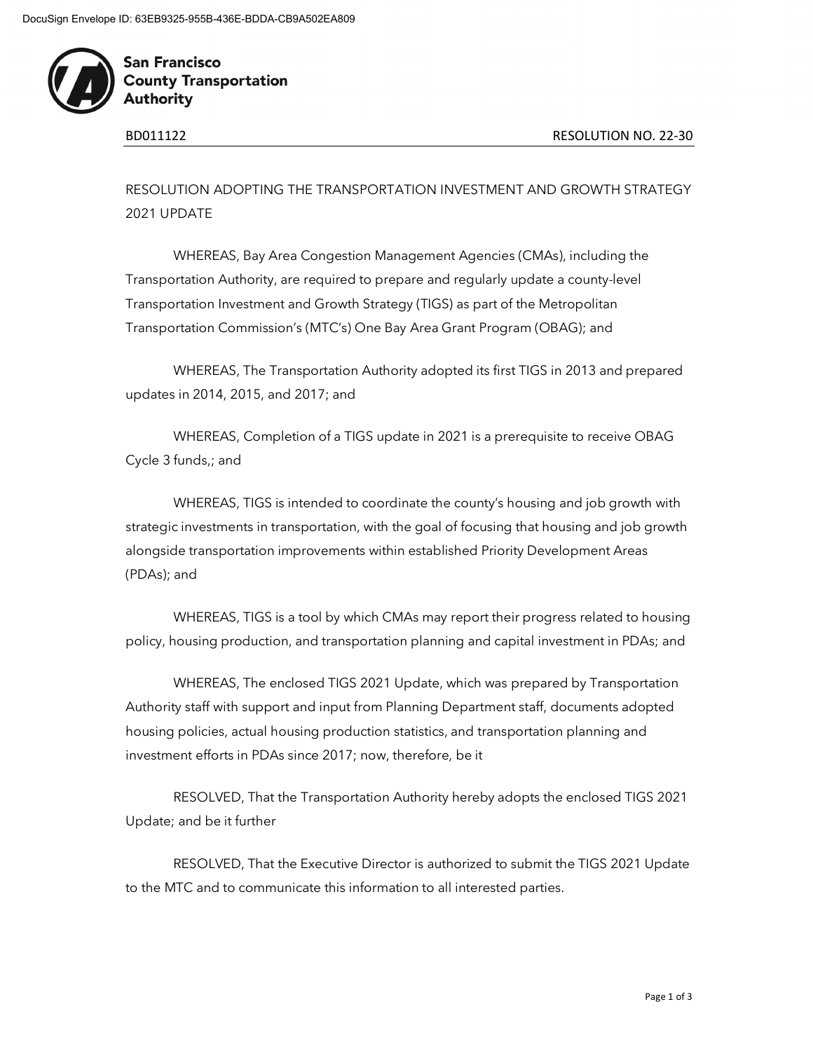DocuSign Envelope ID: 63EB9325-955B-436E-BDDA-CB9A502EA809

**San Francisco County Transportation Authority**

BD011122 RESOLUTION NO. 22-30

RESOLUTION ADOPTING THE TRANSPORTATION INVESTMENT AND GROWTH STRATEGY 2021 UPDATE

WHEREAS, Bay Area Congestion Management Agencies (CMAs), including the Transportation Authority, are required to prepare and regularly update a county-level Transportation Investment and Growth Strategy (TIGS) as part of the Metropolitan Transportation Commission's (MTC's) One Bay Area Grant Program (OBAG); and

WHEREAS, The Transportation Authority adopted its first TIGS in 2013 and prepared updates in 2014, 2015, and 2017; and

WHEREAS, Completion of a TIGS update in 2021 is a prerequisite to receive OBAG Cycle 3 funds,; and

WHEREAS, TIGS is intended to coordinate the county's housing and job growth with strategic investments in transportation, with the goal of focusing that housing and job growth alongside transportation improvements within established Priority Development Areas (PDAs); and

WHEREAS, TIGS is a tool by which CMAs may report their progress related to housing policy, housing production, and transportation planning and capital investment in PDAs; and

WHEREAS, The enclosed TIGS 2021 Update, which was prepared by Transportation Authority staff with support and input from Planning Department staff, documents adopted housing policies, actual housing production statistics, and transportation planning and investment efforts in PDAs since 2017; now, therefore, be it

RESOLVED, That the Transportation Authority hereby adopts the enclosed TIGS 2021 Update; and be it further

RESOLVED, That the Executive Director is authorized to submit the TIGS 2021 Update to the MTC and to communicate this information to all interested parties.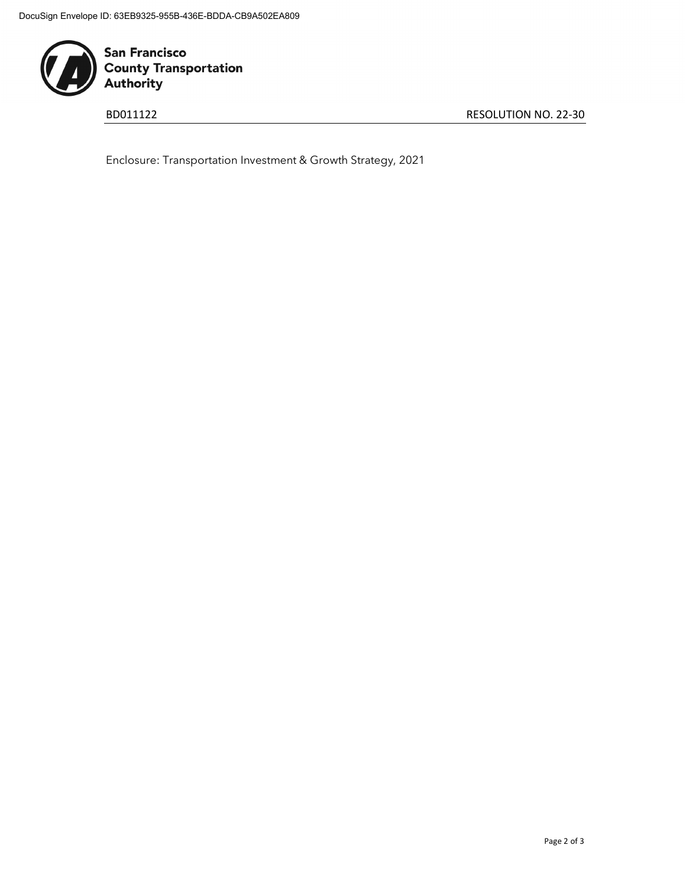BD011122 RESOLUTION NO. 22-30

Enclosure: Transportation Investment & Growth Strategy, 2021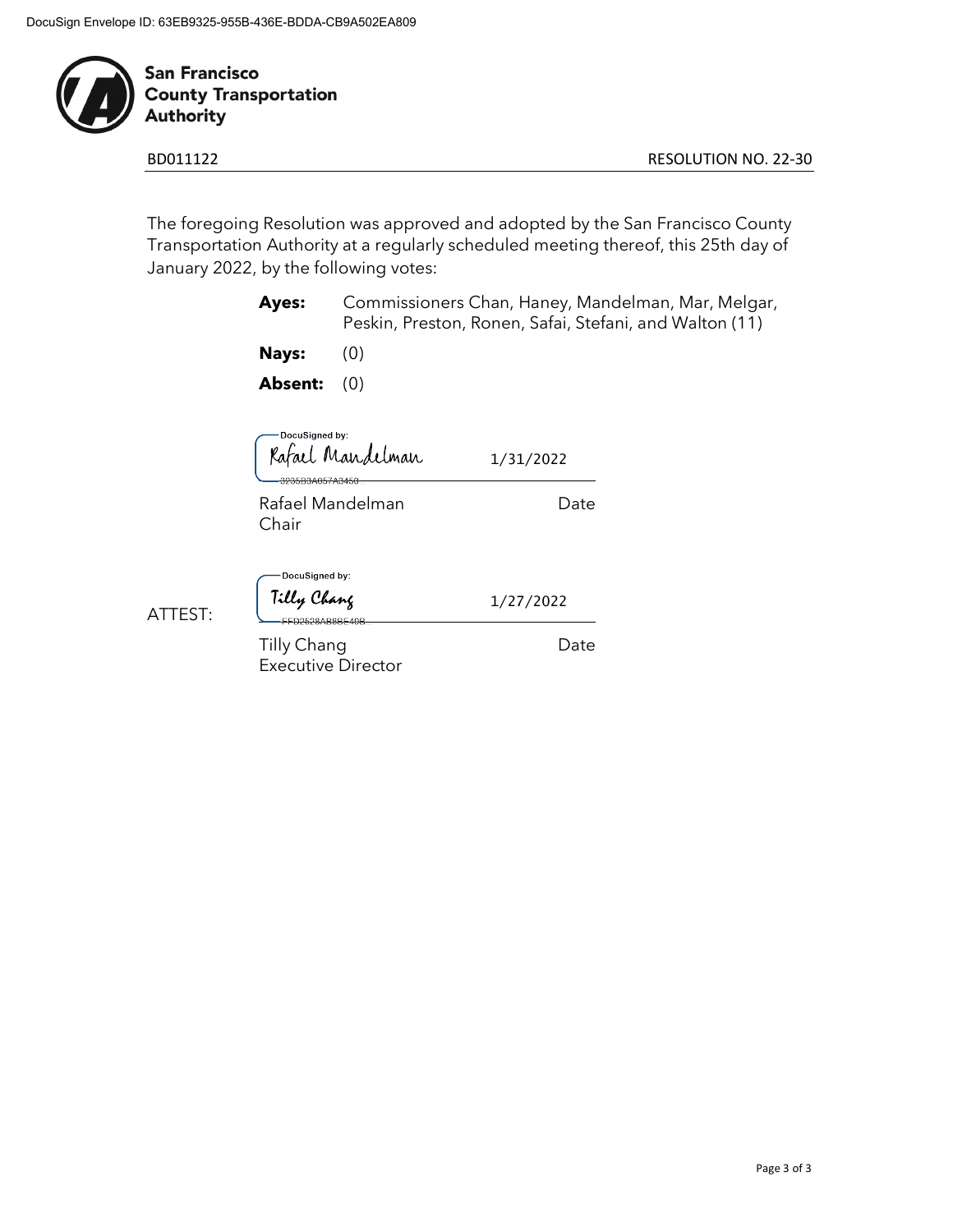DocuSign Envelope ID: 63EB9325-955B-436E-BDDA-CB9A502EA809

**San Francisco County Transportation Authority**

BD011122 RESOLUTION NO. 22-30

The foregoing Resolution was approved and adopted by the San Francisco County Transportation Authority at a regularly scheduled meeting thereof, this 25th day of January 2022, by the following votes:

**Ayes:** Commissioners Chan, Haney, Mandelman, Mar, Melgar, Peskin, Preston, Ronen, Safai, Stefani, and Walton (11)

**Nays:** (0)

**Absent:** (0)

DocuSigned by:
Rafael Mandelman 1/31/2022
3235B3A057A3450...

Rafael Mandelman Date
Chair

ATTEST:

DocuSigned by:
Tilly Chang 1/27/2022
FFD2528AB8BE49B...

Tilly Chang Date
Executive Director